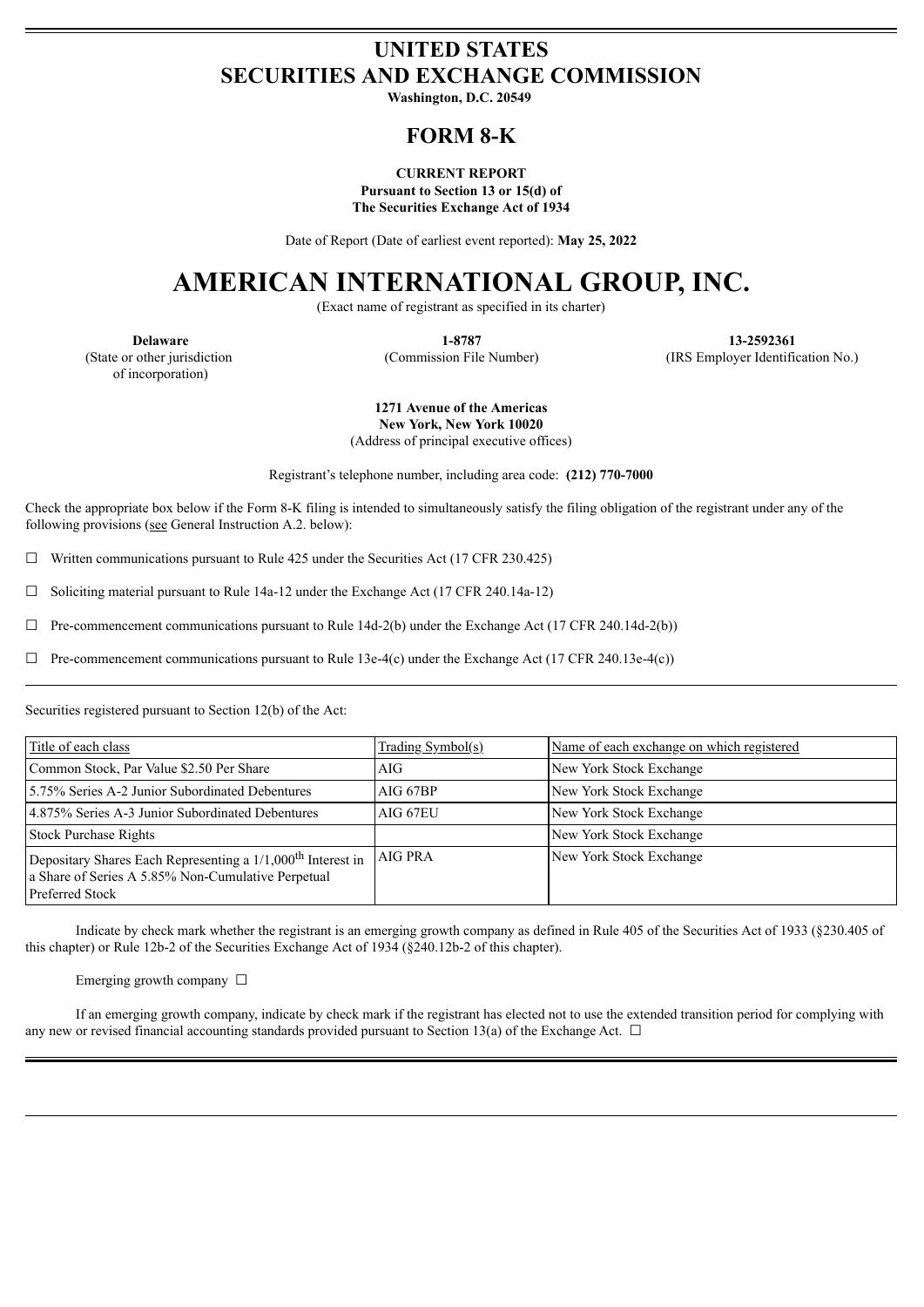# UNITED STATES
# SECURITIES AND EXCHANGE COMMISSION

**Washington, D.C. 20549**

## FORM 8-K

**CURRENT REPORT**
**Pursuant to Section 13 or 15(d) of**
**The Securities Exchange Act of 1934**

Date of Report (Date of earliest event reported): **May 25, 2022**

# AMERICAN INTERNATIONAL GROUP, INC.

(Exact name of registrant as specified in its charter)

| **Delaware** | **1-8787** | **13-2592361** |
|---|---|---|
| (State or other jurisdiction of incorporation) | (Commission File Number) | (IRS Employer Identification No.) |

**1271 Avenue of the Americas**
**New York, New York 10020**
(Address of principal executive offices)

Registrant's telephone number, including area code: **(212) 770-7000**

Check the appropriate box below if the Form 8-K filing is intended to simultaneously satisfy the filing obligation of the registrant under any of the following provisions (see General Instruction A.2. below):

☐ Written communications pursuant to Rule 425 under the Securities Act (17 CFR 230.425)

☐ Soliciting material pursuant to Rule 14a-12 under the Exchange Act (17 CFR 240.14a-12)

☐ Pre-commencement communications pursuant to Rule 14d-2(b) under the Exchange Act (17 CFR 240.14d-2(b))

☐ Pre-commencement communications pursuant to Rule 13e-4(c) under the Exchange Act (17 CFR 240.13e-4(c))

Securities registered pursuant to Section 12(b) of the Act:

| Title of each class | Trading Symbol(s) | Name of each exchange on which registered |
|---|---|---|
| Common Stock, Par Value $2.50 Per Share | AIG | New York Stock Exchange |
| 5.75% Series A-2 Junior Subordinated Debentures | AIG 67BP | New York Stock Exchange |
| 4.875% Series A-3 Junior Subordinated Debentures | AIG 67EU | New York Stock Exchange |
| Stock Purchase Rights | | New York Stock Exchange |
| Depositary Shares Each Representing a 1/1,000th Interest in a Share of Series A 5.85% Non-Cumulative Perpetual Preferred Stock | AIG PRA | New York Stock Exchange |

Indicate by check mark whether the registrant is an emerging growth company as defined in Rule 405 of the Securities Act of 1933 (§230.405 of this chapter) or Rule 12b-2 of the Securities Exchange Act of 1934 (§240.12b-2 of this chapter).

Emerging growth company ☐

If an emerging growth company, indicate by check mark if the registrant has elected not to use the extended transition period for complying with any new or revised financial accounting standards provided pursuant to Section 13(a) of the Exchange Act. ☐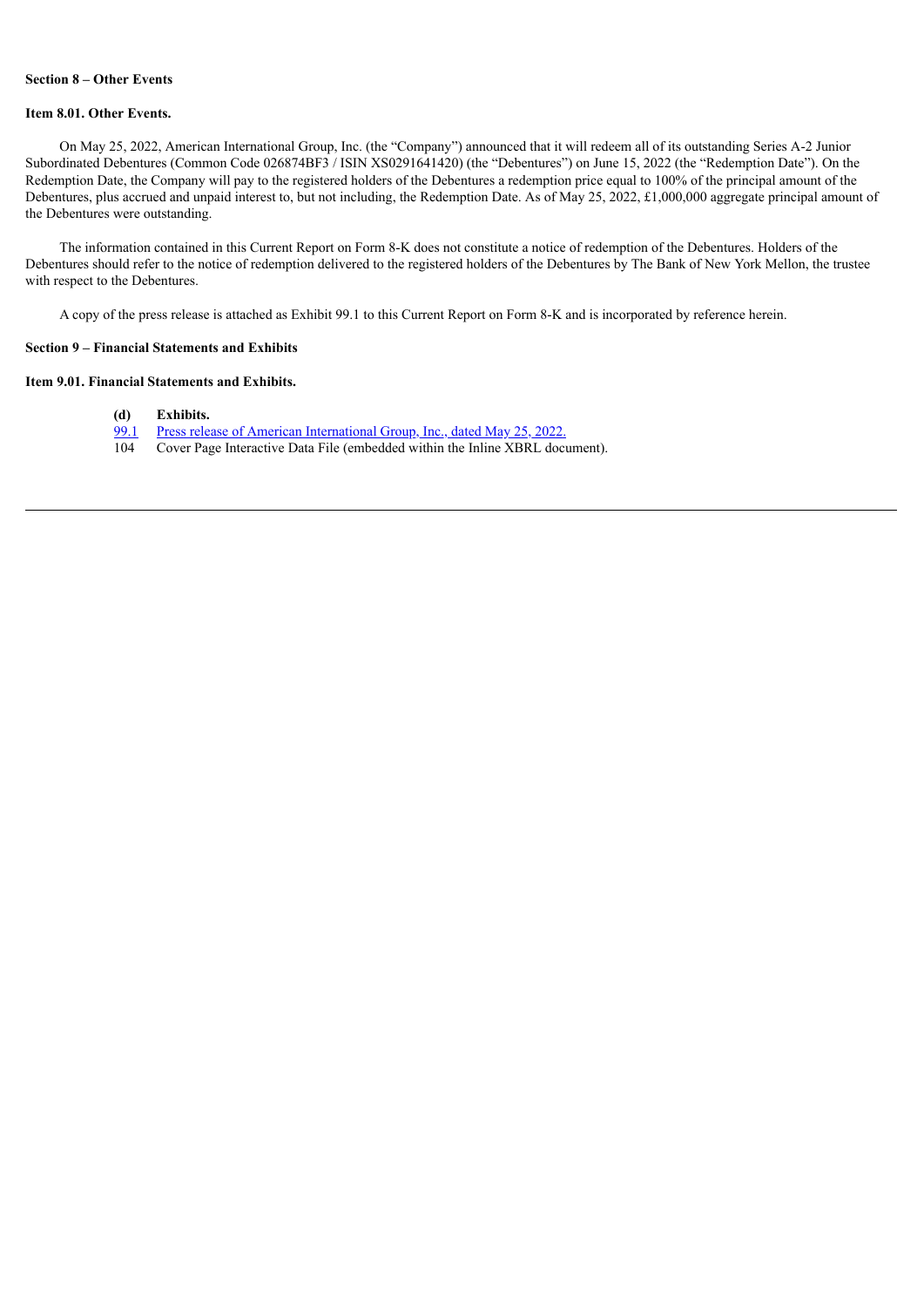**Section 8 – Other Events**

**Item 8.01. Other Events.**

On May 25, 2022, American International Group, Inc. (the "Company") announced that it will redeem all of its outstanding Series A-2 Junior Subordinated Debentures (Common Code 026874BF3 / ISIN XS0291641420) (the "Debentures") on June 15, 2022 (the "Redemption Date"). On the Redemption Date, the Company will pay to the registered holders of the Debentures a redemption price equal to 100% of the principal amount of the Debentures, plus accrued and unpaid interest to, but not including, the Redemption Date. As of May 25, 2022, £1,000,000 aggregate principal amount of the Debentures were outstanding.

The information contained in this Current Report on Form 8-K does not constitute a notice of redemption of the Debentures. Holders of the Debentures should refer to the notice of redemption delivered to the registered holders of the Debentures by The Bank of New York Mellon, the trustee with respect to the Debentures.

A copy of the press release is attached as Exhibit 99.1 to this Current Report on Form 8-K and is incorporated by reference herein.

**Section 9 – Financial Statements and Exhibits**

**Item 9.01. Financial Statements and Exhibits.**

| **(d)** | **Exhibits.** |
|---|---|
| 99.1 | Press release of American International Group, Inc., dated May 25, 2022. |
| 104 | Cover Page Interactive Data File (embedded within the Inline XBRL document). |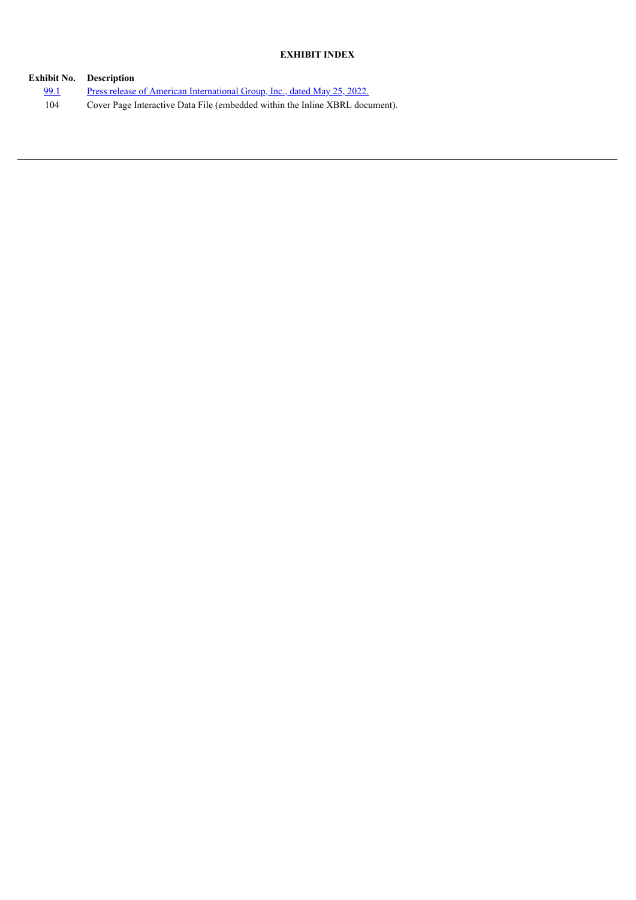**EXHIBIT INDEX**

| Exhibit No. | Description |
|---|---|
| 99.1 | Press release of American International Group, Inc., dated May 25, 2022. |
| 104 | Cover Page Interactive Data File (embedded within the Inline XBRL document). |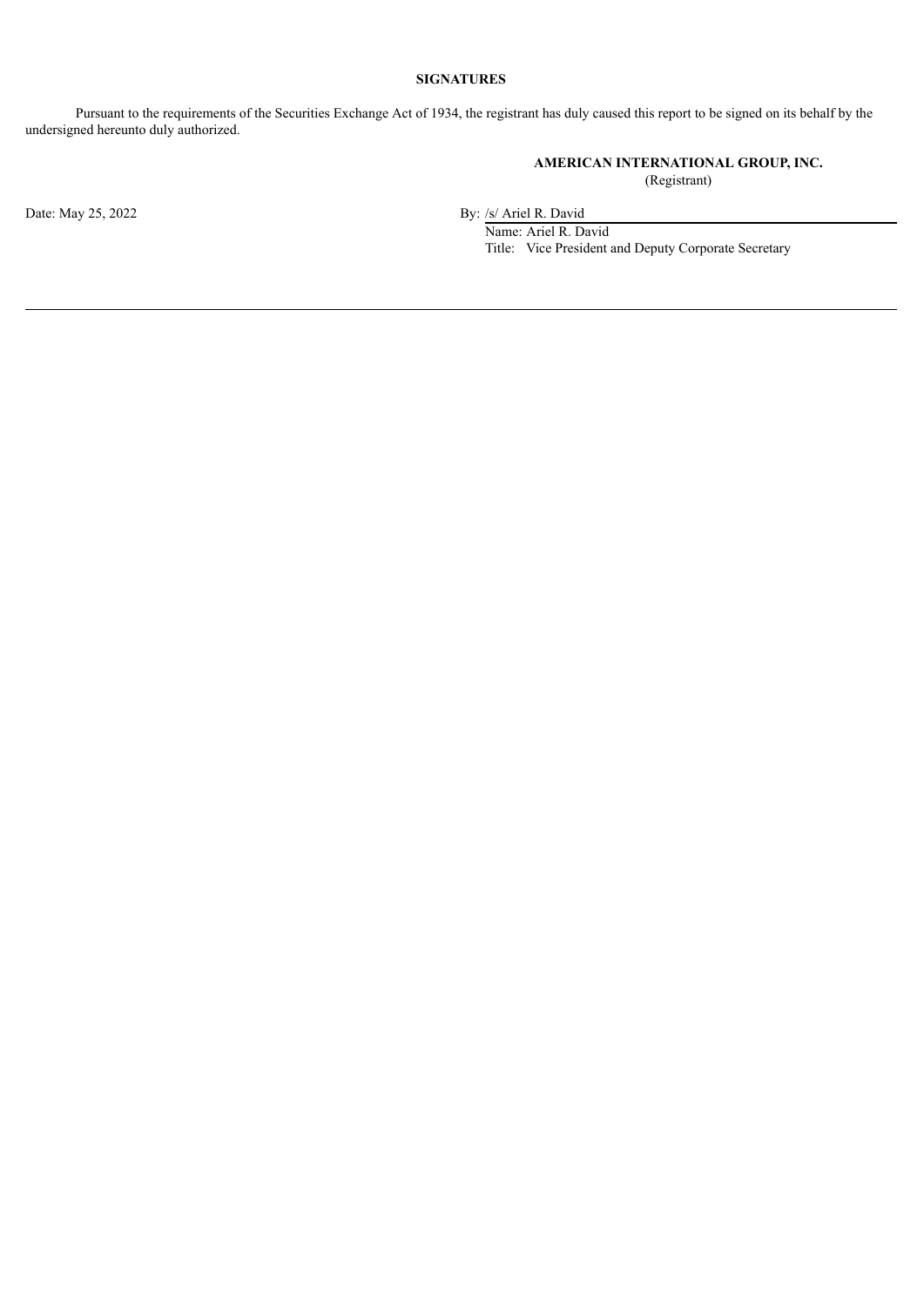**SIGNATURES**

Pursuant to the requirements of the Securities Exchange Act of 1934, the registrant has duly caused this report to be signed on its behalf by the undersigned hereunto duly authorized.

**AMERICAN INTERNATIONAL GROUP, INC.**
(Registrant)

Date: May 25, 2022

By: /s/ Ariel R. David
Name: Ariel R. David
Title: Vice President and Deputy Corporate Secretary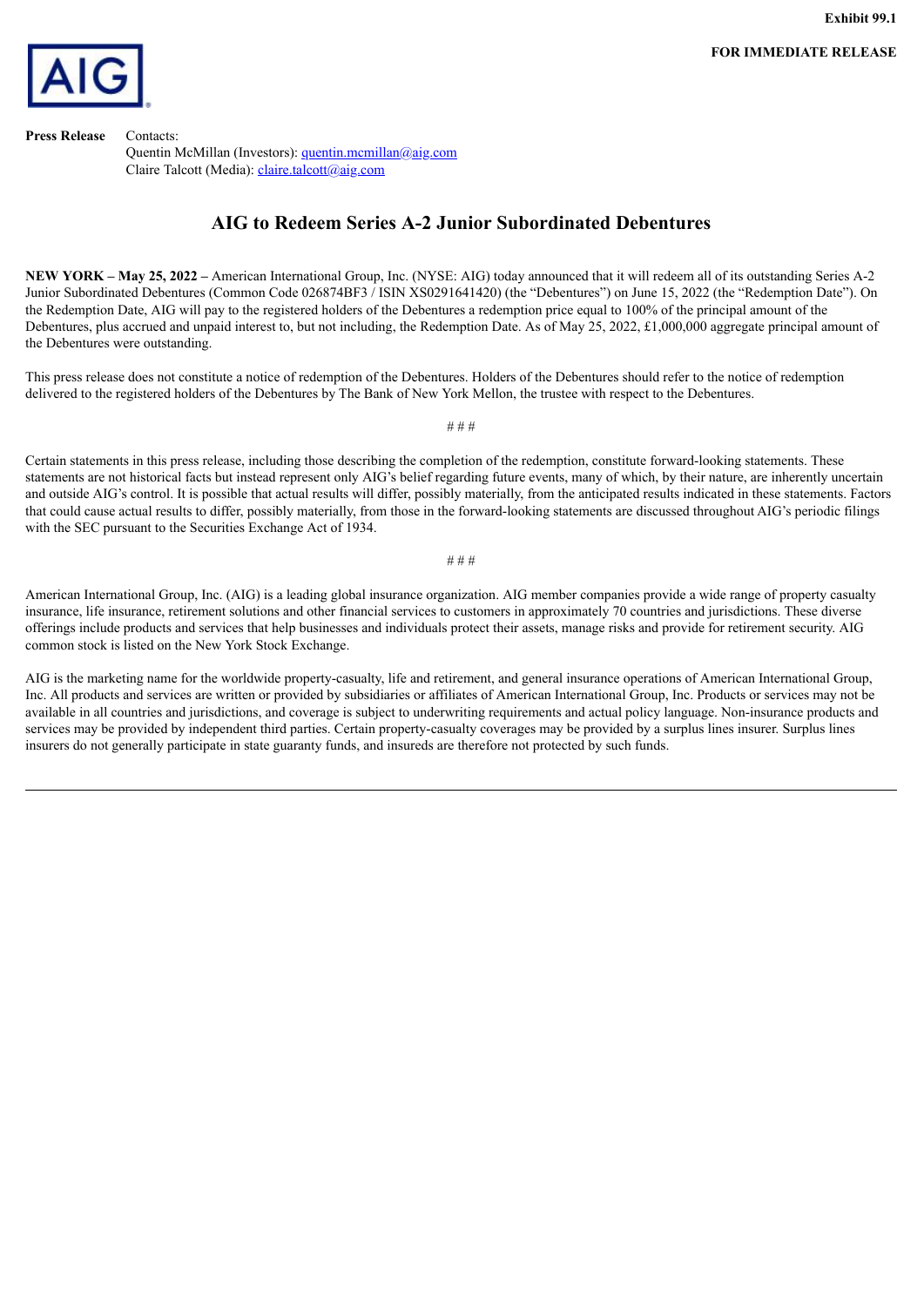**Exhibit 99.1**

**FOR IMMEDIATE RELEASE**

AIG

**Press Release** Contacts:
Quentin McMillan (Investors): quentin.mcmillan@aig.com
Claire Talcott (Media): claire.talcott@aig.com

# AIG to Redeem Series A-2 Junior Subordinated Debentures

**NEW YORK – May 25, 2022 –** American International Group, Inc. (NYSE: AIG) today announced that it will redeem all of its outstanding Series A-2 Junior Subordinated Debentures (Common Code 026874BF3 / ISIN XS0291641420) (the "Debentures") on June 15, 2022 (the "Redemption Date"). On the Redemption Date, AIG will pay to the registered holders of the Debentures a redemption price equal to 100% of the principal amount of the Debentures, plus accrued and unpaid interest to, but not including, the Redemption Date. As of May 25, 2022, £1,000,000 aggregate principal amount of the Debentures were outstanding.

This press release does not constitute a notice of redemption of the Debentures. Holders of the Debentures should refer to the notice of redemption delivered to the registered holders of the Debentures by The Bank of New York Mellon, the trustee with respect to the Debentures.

# # #

Certain statements in this press release, including those describing the completion of the redemption, constitute forward-looking statements. These statements are not historical facts but instead represent only AIG's belief regarding future events, many of which, by their nature, are inherently uncertain and outside AIG's control. It is possible that actual results will differ, possibly materially, from the anticipated results indicated in these statements. Factors that could cause actual results to differ, possibly materially, from those in the forward-looking statements are discussed throughout AIG's periodic filings with the SEC pursuant to the Securities Exchange Act of 1934.

# # #

American International Group, Inc. (AIG) is a leading global insurance organization. AIG member companies provide a wide range of property casualty insurance, life insurance, retirement solutions and other financial services to customers in approximately 70 countries and jurisdictions. These diverse offerings include products and services that help businesses and individuals protect their assets, manage risks and provide for retirement security. AIG common stock is listed on the New York Stock Exchange.

AIG is the marketing name for the worldwide property-casualty, life and retirement, and general insurance operations of American International Group, Inc. All products and services are written or provided by subsidiaries or affiliates of American International Group, Inc. Products or services may not be available in all countries and jurisdictions, and coverage is subject to underwriting requirements and actual policy language. Non-insurance products and services may be provided by independent third parties. Certain property-casualty coverages may be provided by a surplus lines insurer. Surplus lines insurers do not generally participate in state guaranty funds, and insureds are therefore not protected by such funds.